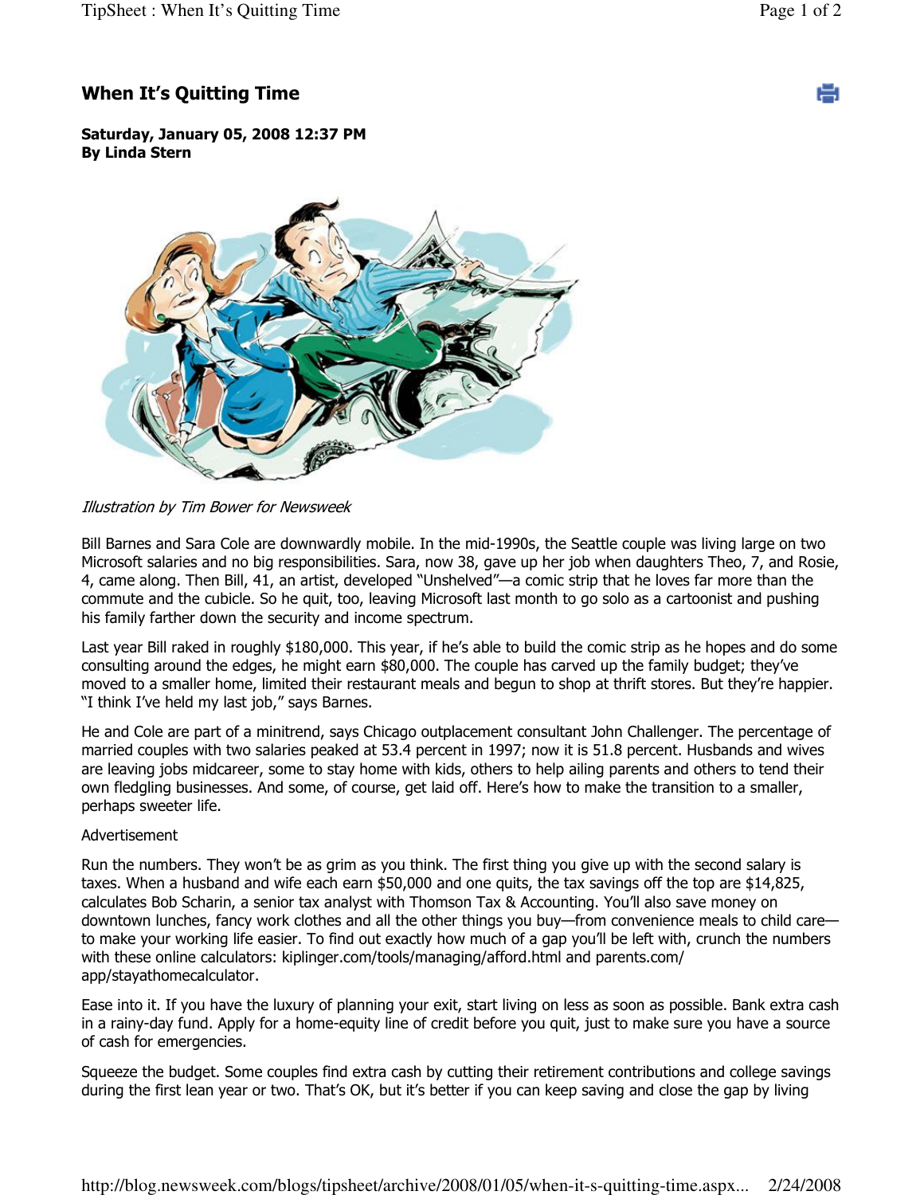# When It's Quitting Time

**Saturday, January 05, 2008 12:37 PM**
**By Linda Stern**

*Illustration by Tim Bower for Newsweek*

Bill Barnes and Sara Cole are downwardly mobile. In the mid-1990s, the Seattle couple was living large on two Microsoft salaries and no big responsibilities. Sara, now 38, gave up her job when daughters Theo, 7, and Rosie, 4, came along. Then Bill, 41, an artist, developed "Unshelved"—a comic strip that he loves far more than the commute and the cubicle. So he quit, too, leaving Microsoft last month to go solo as a cartoonist and pushing his family farther down the security and income spectrum.

Last year Bill raked in roughly $180,000. This year, if he's able to build the comic strip as he hopes and do some consulting around the edges, he might earn $80,000. The couple has carved up the family budget; they've moved to a smaller home, limited their restaurant meals and begun to shop at thrift stores. But they're happier. "I think I've held my last job," says Barnes.

He and Cole are part of a minitrend, says Chicago outplacement consultant John Challenger. The percentage of married couples with two salaries peaked at 53.4 percent in 1997; now it is 51.8 percent. Husbands and wives are leaving jobs midcareer, some to stay home with kids, others to help ailing parents and others to tend their own fledgling businesses. And some, of course, get laid off. Here's how to make the transition to a smaller, perhaps sweeter life.

Advertisement

Run the numbers. They won't be as grim as you think. The first thing you give up with the second salary is taxes. When a husband and wife each earn $50,000 and one quits, the tax savings off the top are $14,825, calculates Bob Scharin, a senior tax analyst with Thomson Tax & Accounting. You'll also save money on downtown lunches, fancy work clothes and all the other things you buy—from convenience meals to child care—to make your working life easier. To find out exactly how much of a gap you'll be left with, crunch the numbers with these online calculators: kiplinger.com/tools/managing/afford.html and parents.com/app/stayathomecalculator.

Ease into it. If you have the luxury of planning your exit, start living on less as soon as possible. Bank extra cash in a rainy-day fund. Apply for a home-equity line of credit before you quit, just to make sure you have a source of cash for emergencies.

Squeeze the budget. Some couples find extra cash by cutting their retirement contributions and college savings during the first lean year or two. That's OK, but it's better if you can keep saving and close the gap by living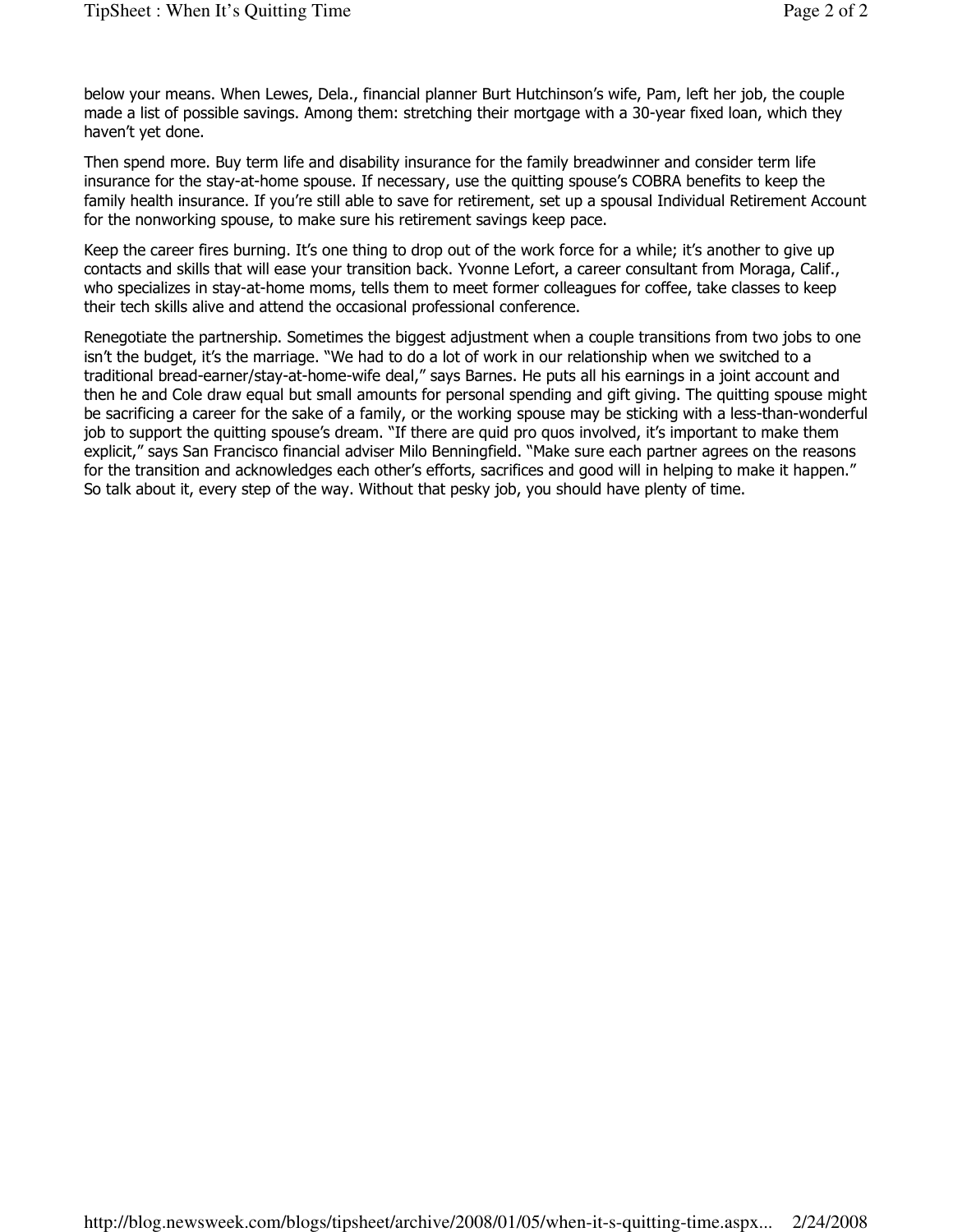below your means. When Lewes, Dela., financial planner Burt Hutchinson's wife, Pam, left her job, the couple made a list of possible savings. Among them: stretching their mortgage with a 30-year fixed loan, which they haven't yet done.

Then spend more. Buy term life and disability insurance for the family breadwinner and consider term life insurance for the stay-at-home spouse. If necessary, use the quitting spouse's COBRA benefits to keep the family health insurance. If you're still able to save for retirement, set up a spousal Individual Retirement Account for the nonworking spouse, to make sure his retirement savings keep pace.

Keep the career fires burning. It's one thing to drop out of the work force for a while; it's another to give up contacts and skills that will ease your transition back. Yvonne Lefort, a career consultant from Moraga, Calif., who specializes in stay-at-home moms, tells them to meet former colleagues for coffee, take classes to keep their tech skills alive and attend the occasional professional conference.

Renegotiate the partnership. Sometimes the biggest adjustment when a couple transitions from two jobs to one isn't the budget, it's the marriage. "We had to do a lot of work in our relationship when we switched to a traditional bread-earner/stay-at-home-wife deal," says Barnes. He puts all his earnings in a joint account and then he and Cole draw equal but small amounts for personal spending and gift giving. The quitting spouse might be sacrificing a career for the sake of a family, or the working spouse may be sticking with a less-than-wonderful job to support the quitting spouse's dream. "If there are quid pro quos involved, it's important to make them explicit," says San Francisco financial adviser Milo Benningfield. "Make sure each partner agrees on the reasons for the transition and acknowledges each other's efforts, sacrifices and good will in helping to make it happen." So talk about it, every step of the way. Without that pesky job, you should have plenty of time.